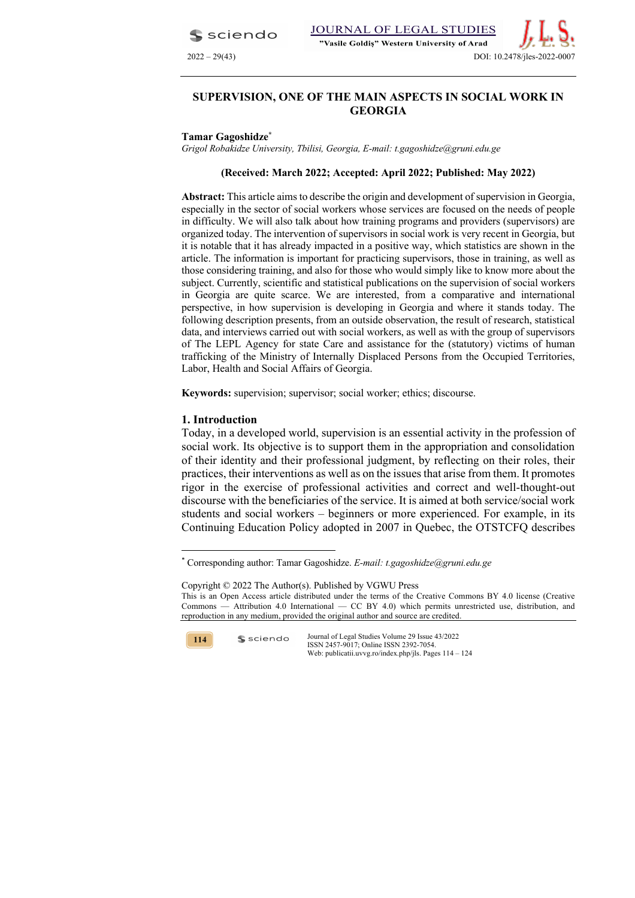# SUPERVISION, ONE OF THE MAIN ASPECTS IN SOCIAL WORK IN GEORGIA

**Tamar Gagoshidze***

*Grigol Robakidze University, Tbilisi, Georgia, E-mail: t.gagoshidze@gruni.edu.ge*

**(Received: March 2022; Accepted: April 2022; Published: May 2022)**

**Abstract:** This article aims to describe the origin and development of supervision in Georgia, especially in the sector of social workers whose services are focused on the needs of people in difficulty. We will also talk about how training programs and providers (supervisors) are organized today. The intervention of supervisors in social work is very recent in Georgia, but it is notable that it has already impacted in a positive way, which statistics are shown in the article. The information is important for practicing supervisors, those in training, as well as those considering training, and also for those who would simply like to know more about the subject. Currently, scientific and statistical publications on the supervision of social workers in Georgia are quite scarce. We are interested, from a comparative and international perspective, in how supervision is developing in Georgia and where it stands today. The following description presents, from an outside observation, the result of research, statistical data, and interviews carried out with social workers, as well as with the group of supervisors of The LEPL Agency for state Care and assistance for the (statutory) victims of human trafficking of the Ministry of Internally Displaced Persons from the Occupied Territories, Labor, Health and Social Affairs of Georgia.

**Keywords:** supervision; supervisor; social worker; ethics; discourse.

## 1. Introduction

Today, in a developed world, supervision is an essential activity in the profession of social work. Its objective is to support them in the appropriation and consolidation of their identity and their professional judgment, by reflecting on their roles, their practices, their interventions as well as on the issues that arise from them. It promotes rigor in the exercise of professional activities and correct and well-thought-out discourse with the beneficiaries of the service. It is aimed at both service/social work students and social workers – beginners or more experienced. For example, in its Continuing Education Policy adopted in 2007 in Quebec, the OTSTCFQ describes

---

* Corresponding author: Tamar Gagoshidze. *E-mail: t.gagoshidze@gruni.edu.ge*

Copyright © 2022 The Author(s). Published by VGWU Press

This is an Open Access article distributed under the terms of the Creative Commons BY 4.0 license (Creative Commons — Attribution 4.0 International — CC BY 4.0) which permits unrestricted use, distribution, and reproduction in any medium, provided the original author and source are credited.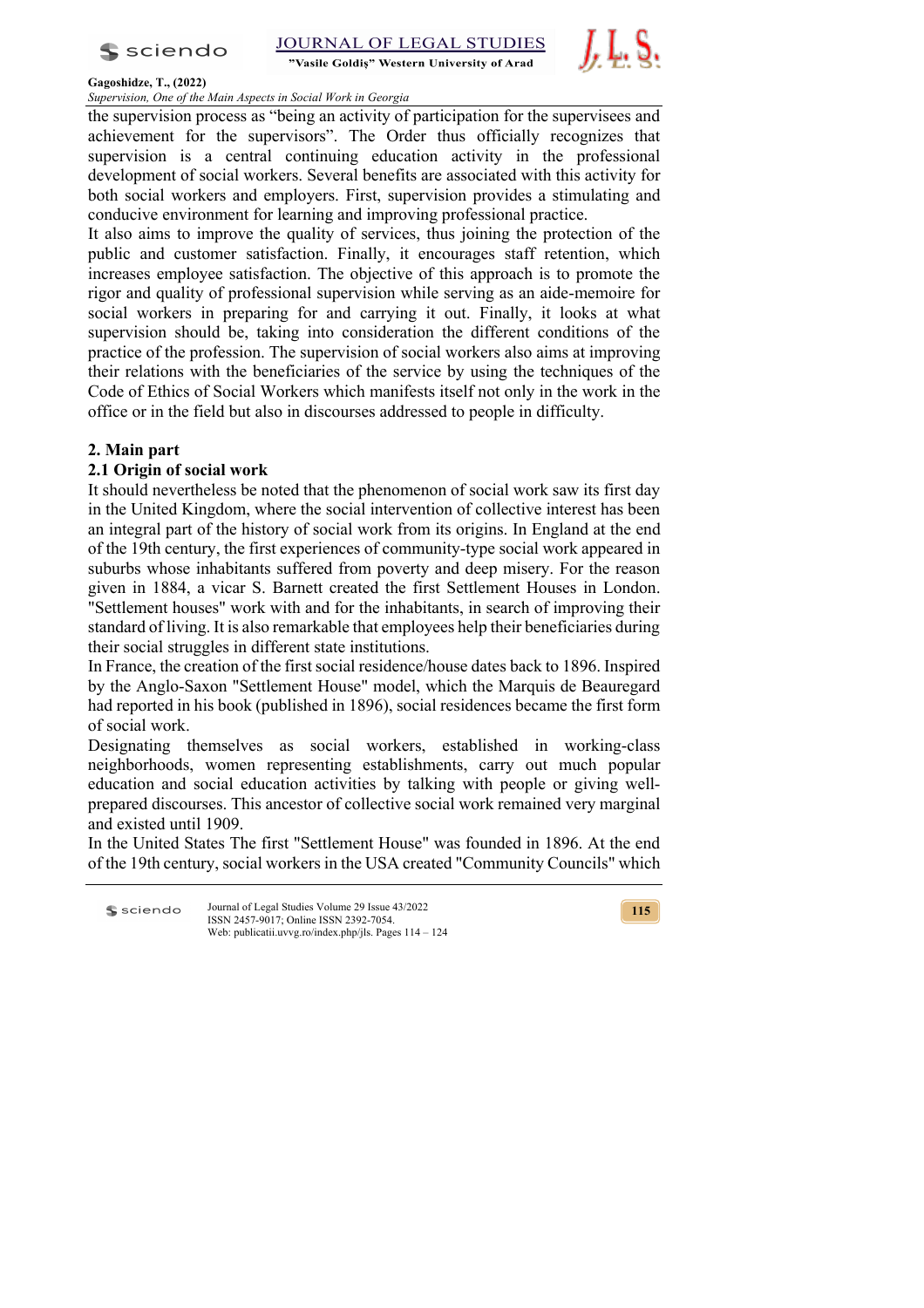the supervision process as "being an activity of participation for the supervisees and achievement for the supervisors". The Order thus officially recognizes that supervision is a central continuing education activity in the professional development of social workers. Several benefits are associated with this activity for both social workers and employers. First, supervision provides a stimulating and conducive environment for learning and improving professional practice.

It also aims to improve the quality of services, thus joining the protection of the public and customer satisfaction. Finally, it encourages staff retention, which increases employee satisfaction. The objective of this approach is to promote the rigor and quality of professional supervision while serving as an aide-memoire for social workers in preparing for and carrying it out. Finally, it looks at what supervision should be, taking into consideration the different conditions of the practice of the profession. The supervision of social workers also aims at improving their relations with the beneficiaries of the service by using the techniques of the Code of Ethics of Social Workers which manifests itself not only in the work in the office or in the field but also in discourses addressed to people in difficulty.

## 2. Main part

### 2.1 Origin of social work

It should nevertheless be noted that the phenomenon of social work saw its first day in the United Kingdom, where the social intervention of collective interest has been an integral part of the history of social work from its origins. In England at the end of the 19th century, the first experiences of community-type social work appeared in suburbs whose inhabitants suffered from poverty and deep misery. For the reason given in 1884, a vicar S. Barnett created the first Settlement Houses in London. "Settlement houses" work with and for the inhabitants, in search of improving their standard of living. It is also remarkable that employees help their beneficiaries during their social struggles in different state institutions.

In France, the creation of the first social residence/house dates back to 1896. Inspired by the Anglo-Saxon "Settlement House" model, which the Marquis de Beauregard had reported in his book (published in 1896), social residences became the first form of social work.

Designating themselves as social workers, established in working-class neighborhoods, women representing establishments, carry out much popular education and social education activities by talking with people or giving well-prepared discourses. This ancestor of collective social work remained very marginal and existed until 1909.

In the United States The first "Settlement House" was founded in 1896. At the end of the 19th century, social workers in the USA created "Community Councils" which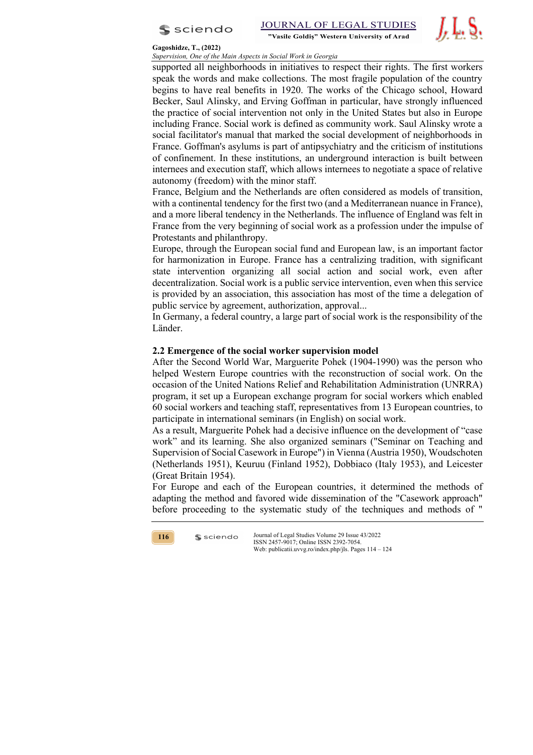supported all neighborhoods in initiatives to respect their rights. The first workers speak the words and make collections. The most fragile population of the country begins to have real benefits in 1920. The works of the Chicago school, Howard Becker, Saul Alinsky, and Erving Goffman in particular, have strongly influenced the practice of social intervention not only in the United States but also in Europe including France. Social work is defined as community work. Saul Alinsky wrote a social facilitator's manual that marked the social development of neighborhoods in France. Goffman's asylums is part of antipsychiatry and the criticism of institutions of confinement. In these institutions, an underground interaction is built between internees and execution staff, which allows internees to negotiate a space of relative autonomy (freedom) with the minor staff.

France, Belgium and the Netherlands are often considered as models of transition, with a continental tendency for the first two (and a Mediterranean nuance in France), and a more liberal tendency in the Netherlands. The influence of England was felt in France from the very beginning of social work as a profession under the impulse of Protestants and philanthropy.

Europe, through the European social fund and European law, is an important factor for harmonization in Europe. France has a centralizing tradition, with significant state intervention organizing all social action and social work, even after decentralization. Social work is a public service intervention, even when this service is provided by an association, this association has most of the time a delegation of public service by agreement, authorization, approval...

In Germany, a federal country, a large part of social work is the responsibility of the Länder.

### 2.2 Emergence of the social worker supervision model

After the Second World War, Marguerite Pohek (1904-1990) was the person who helped Western Europe countries with the reconstruction of social work. On the occasion of the United Nations Relief and Rehabilitation Administration (UNRRA) program, it set up a European exchange program for social workers which enabled 60 social workers and teaching staff, representatives from 13 European countries, to participate in international seminars (in English) on social work.

As a result, Marguerite Pohek had a decisive influence on the development of "case work" and its learning. She also organized seminars ("Seminar on Teaching and Supervision of Social Casework in Europe") in Vienna (Austria 1950), Woudschoten (Netherlands 1951), Keuruu (Finland 1952), Dobbiaco (Italy 1953), and Leicester (Great Britain 1954).

For Europe and each of the European countries, it determined the methods of adapting the method and favored wide dissemination of the "Casework approach" before proceeding to the systematic study of the techniques and methods of "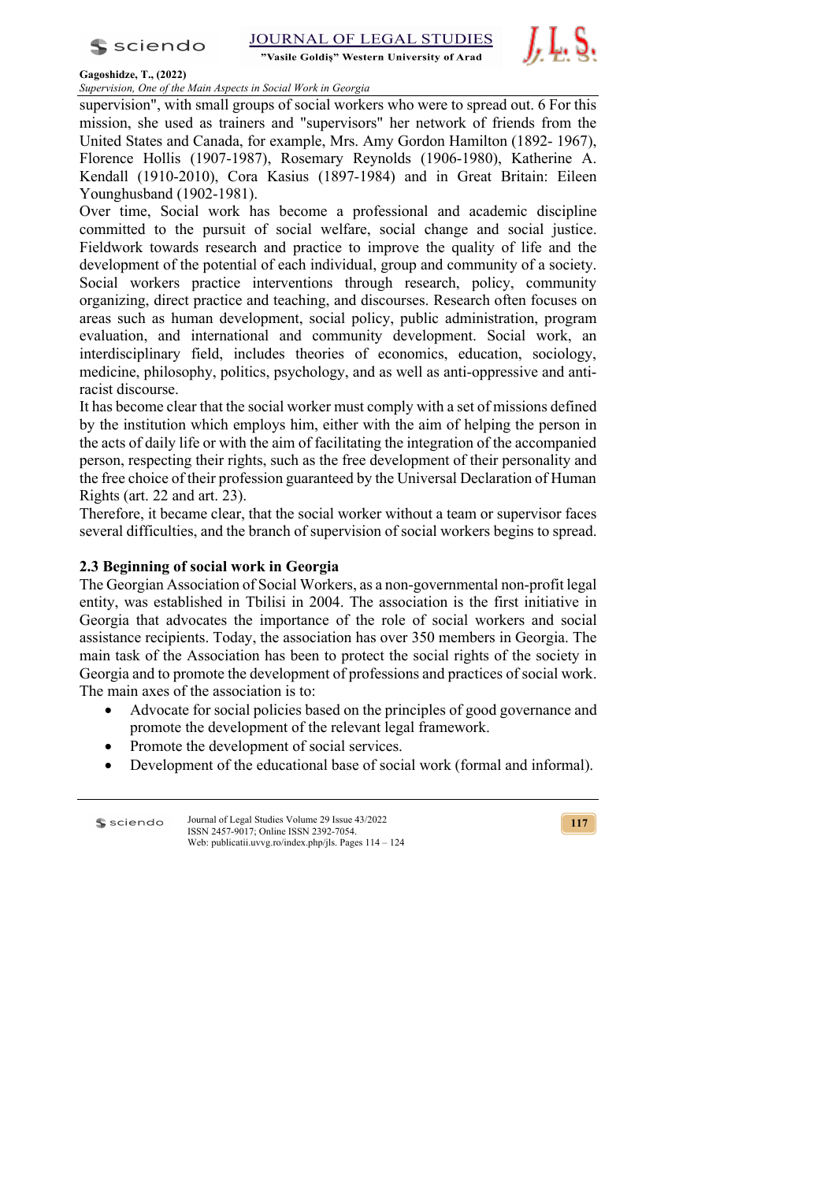supervision", with small groups of social workers who were to spread out. 6 For this mission, she used as trainers and "supervisors" her network of friends from the United States and Canada, for example, Mrs. Amy Gordon Hamilton (1892- 1967), Florence Hollis (1907-1987), Rosemary Reynolds (1906-1980), Katherine A. Kendall (1910-2010), Cora Kasius (1897-1984) and in Great Britain: Eileen Younghusband (1902-1981).

Over time, Social work has become a professional and academic discipline committed to the pursuit of social welfare, social change and social justice. Fieldwork towards research and practice to improve the quality of life and the development of the potential of each individual, group and community of a society. Social workers practice interventions through research, policy, community organizing, direct practice and teaching, and discourses. Research often focuses on areas such as human development, social policy, public administration, program evaluation, and international and community development. Social work, an interdisciplinary field, includes theories of economics, education, sociology, medicine, philosophy, politics, psychology, and as well as anti-oppressive and anti-racist discourse.

It has become clear that the social worker must comply with a set of missions defined by the institution which employs him, either with the aim of helping the person in the acts of daily life or with the aim of facilitating the integration of the accompanied person, respecting their rights, such as the free development of their personality and the free choice of their profession guaranteed by the Universal Declaration of Human Rights (art. 22 and art. 23).

Therefore, it became clear, that the social worker without a team or supervisor faces several difficulties, and the branch of supervision of social workers begins to spread.

### 2.3 Beginning of social work in Georgia

The Georgian Association of Social Workers, as a non-governmental non-profit legal entity, was established in Tbilisi in 2004. The association is the first initiative in Georgia that advocates the importance of the role of social workers and social assistance recipients. Today, the association has over 350 members in Georgia. The main task of the Association has been to protect the social rights of the society in Georgia and to promote the development of professions and practices of social work. The main axes of the association is to:

- Advocate for social policies based on the principles of good governance and promote the development of the relevant legal framework.
- Promote the development of social services.
- Development of the educational base of social work (formal and informal).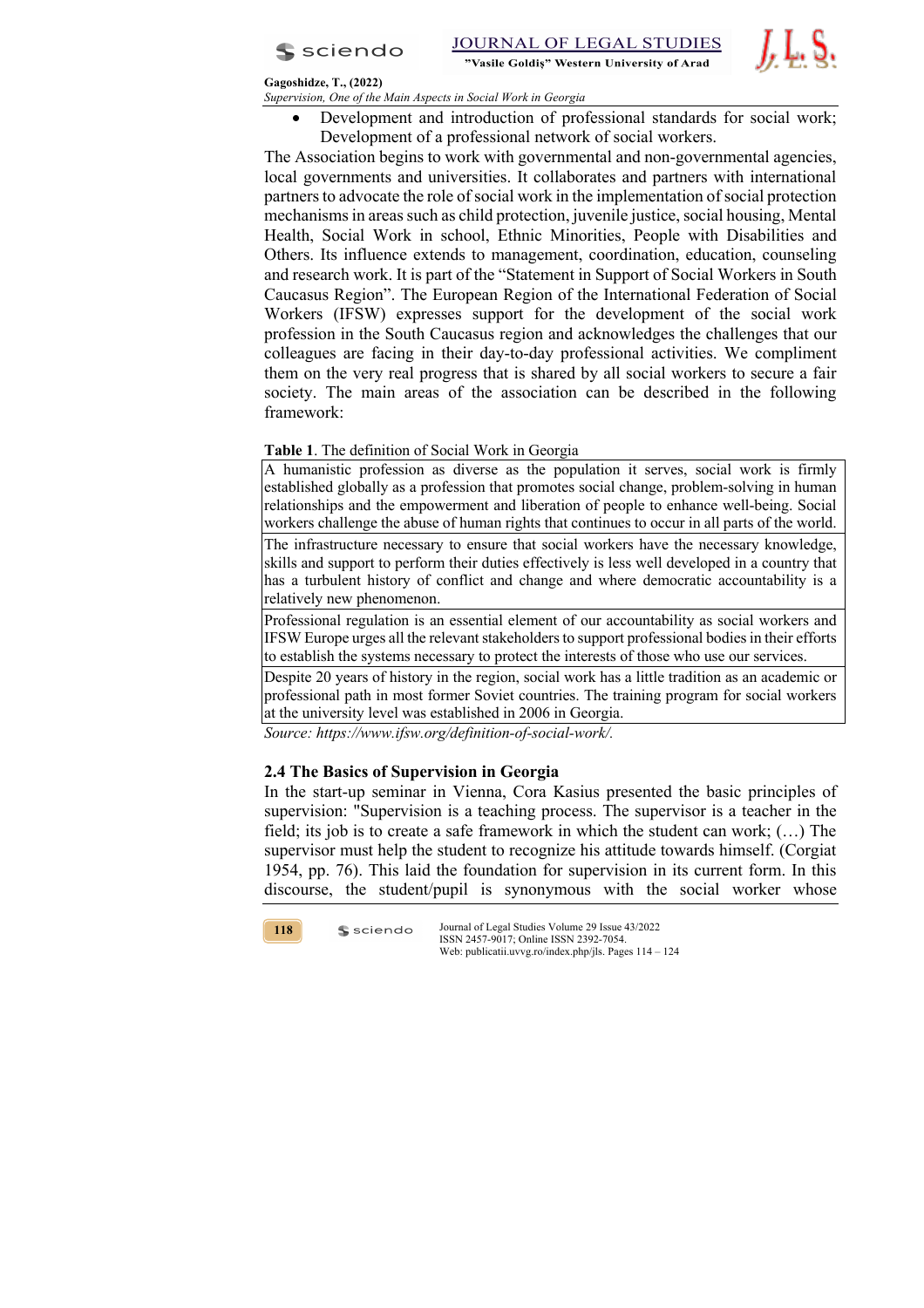- Development and introduction of professional standards for social work; Development of a professional network of social workers.

The Association begins to work with governmental and non-governmental agencies, local governments and universities. It collaborates and partners with international partners to advocate the role of social work in the implementation of social protection mechanisms in areas such as child protection, juvenile justice, social housing, Mental Health, Social Work in school, Ethnic Minorities, People with Disabilities and Others. Its influence extends to management, coordination, education, counseling and research work. It is part of the "Statement in Support of Social Workers in South Caucasus Region". The European Region of the International Federation of Social Workers (IFSW) expresses support for the development of the social work profession in the South Caucasus region and acknowledges the challenges that our colleagues are facing in their day-to-day professional activities. We compliment them on the very real progress that is shared by all social workers to secure a fair society. The main areas of the association can be described in the following framework:

**Table 1**. The definition of Social Work in Georgia

| |
|---|
| A humanistic profession as diverse as the population it serves, social work is firmly established globally as a profession that promotes social change, problem-solving in human relationships and the empowerment and liberation of people to enhance well-being. Social workers challenge the abuse of human rights that continues to occur in all parts of the world. |
| The infrastructure necessary to ensure that social workers have the necessary knowledge, skills and support to perform their duties effectively is less well developed in a country that has a turbulent history of conflict and change and where democratic accountability is a relatively new phenomenon. |
| Professional regulation is an essential element of our accountability as social workers and IFSW Europe urges all the relevant stakeholders to support professional bodies in their efforts to establish the systems necessary to protect the interests of those who use our services. |
| Despite 20 years of history in the region, social work has a little tradition as an academic or professional path in most former Soviet countries. The training program for social workers at the university level was established in 2006 in Georgia. |

*Source: https://www.ifsw.org/definition-of-social-work/.*

### 2.4 The Basics of Supervision in Georgia

In the start-up seminar in Vienna, Cora Kasius presented the basic principles of supervision: "Supervision is a teaching process. The supervisor is a teacher in the field; its job is to create a safe framework in which the student can work; (…) The supervisor must help the student to recognize his attitude towards himself. (Corgiat 1954, pp. 76). This laid the foundation for supervision in its current form. In this discourse, the student/pupil is synonymous with the social worker whose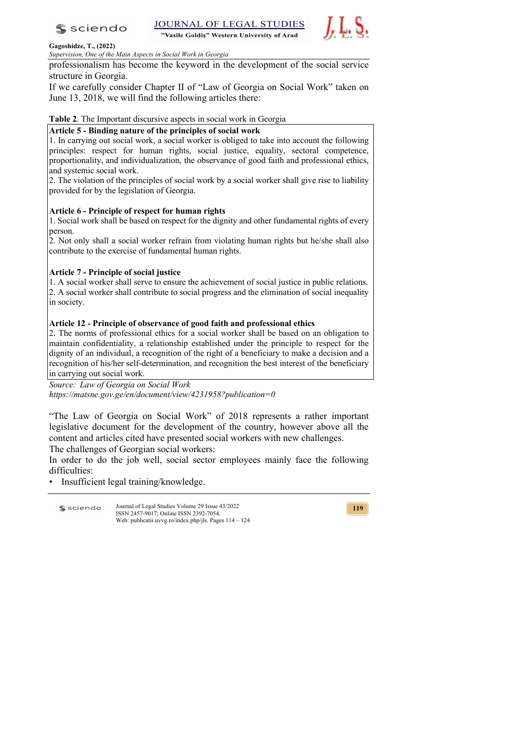professionalism has become the keyword in the development of the social service structure in Georgia.

If we carefully consider Chapter II of "Law of Georgia on Social Work" taken on June 13, 2018, we will find the following articles there:

**Table 2**. The Important discursive aspects in social work in Georgia

| **Article 5 - Binding nature of the principles of social work**<br>1. In carrying out social work, a social worker is obliged to take into account the following principles: respect for human rights, social justice, equality, sectoral competence, proportionality, and individualization, the observance of good faith and professional ethics, and systemic social work.<br>2. The violation of the principles of social work by a social worker shall give rise to liability provided for by the legislation of Georgia. |
|---|
| **Article 6 - Principle of respect for human rights**<br>1. Social work shall be based on respect for the dignity and other fundamental rights of every person.<br>2. Not only shall a social worker refrain from violating human rights but he/she shall also contribute to the exercise of fundamental human rights. |
| **Article 7 - Principle of social justice**<br>1. A social worker shall serve to ensure the achievement of social justice in public relations.<br>2. A social worker shall contribute to social progress and the elimination of social inequality in society. |
| **Article 12 - Principle of observance of good faith and professional ethics**<br>2. The norms of professional ethics for a social worker shall be based on an obligation to maintain confidentiality, a relationship established under the principle to respect for the dignity of an individual, a recognition of the right of a beneficiary to make a decision and a recognition of his/her self-determination, and recognition the best interest of the beneficiary in carrying out social work. |

*Source: Law of Georgia on Social Work*
*https://matsne.gov.ge/en/document/view/4231958?publication=0*

"The Law of Georgia on Social Work" of 2018 represents a rather important legislative document for the development of the country, however above all the content and articles cited have presented social workers with new challenges.

The challenges of Georgian social workers:

In order to do the job well, social sector employees mainly face the following difficulties:

- Insufficient legal training/knowledge.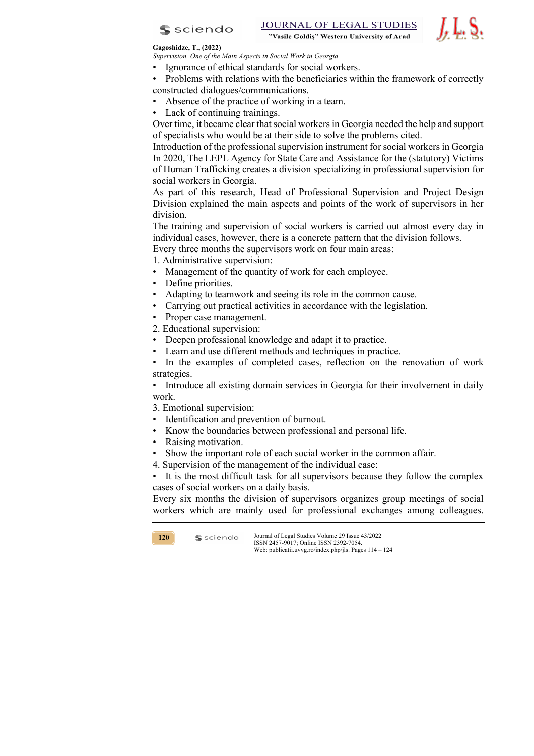- Ignorance of ethical standards for social workers.
- Problems with relations with the beneficiaries within the framework of correctly constructed dialogues/communications.
- Absence of the practice of working in a team.
- Lack of continuing trainings.

Over time, it became clear that social workers in Georgia needed the help and support of specialists who would be at their side to solve the problems cited.

Introduction of the professional supervision instrument for social workers in Georgia

In 2020, The LEPL Agency for State Care and Assistance for the (statutory) Victims of Human Trafficking creates a division specializing in professional supervision for social workers in Georgia.

As part of this research, Head of Professional Supervision and Project Design Division explained the main aspects and points of the work of supervisors in her division.

The training and supervision of social workers is carried out almost every day in individual cases, however, there is a concrete pattern that the division follows.

Every three months the supervisors work on four main areas:

1. Administrative supervision:
   - Management of the quantity of work for each employee.
   - Define priorities.
   - Adapting to teamwork and seeing its role in the common cause.
   - Carrying out practical activities in accordance with the legislation.
   - Proper case management.
2. Educational supervision:
   - Deepen professional knowledge and adapt it to practice.
   - Learn and use different methods and techniques in practice.
   - In the examples of completed cases, reflection on the renovation of work strategies.
   - Introduce all existing domain services in Georgia for their involvement in daily work.
3. Emotional supervision:
   - Identification and prevention of burnout.
   - Know the boundaries between professional and personal life.
   - Raising motivation.
   - Show the important role of each social worker in the common affair.
4. Supervision of the management of the individual case:
   - It is the most difficult task for all supervisors because they follow the complex cases of social workers on a daily basis.

Every six months the division of supervisors organizes group meetings of social workers which are mainly used for professional exchanges among colleagues.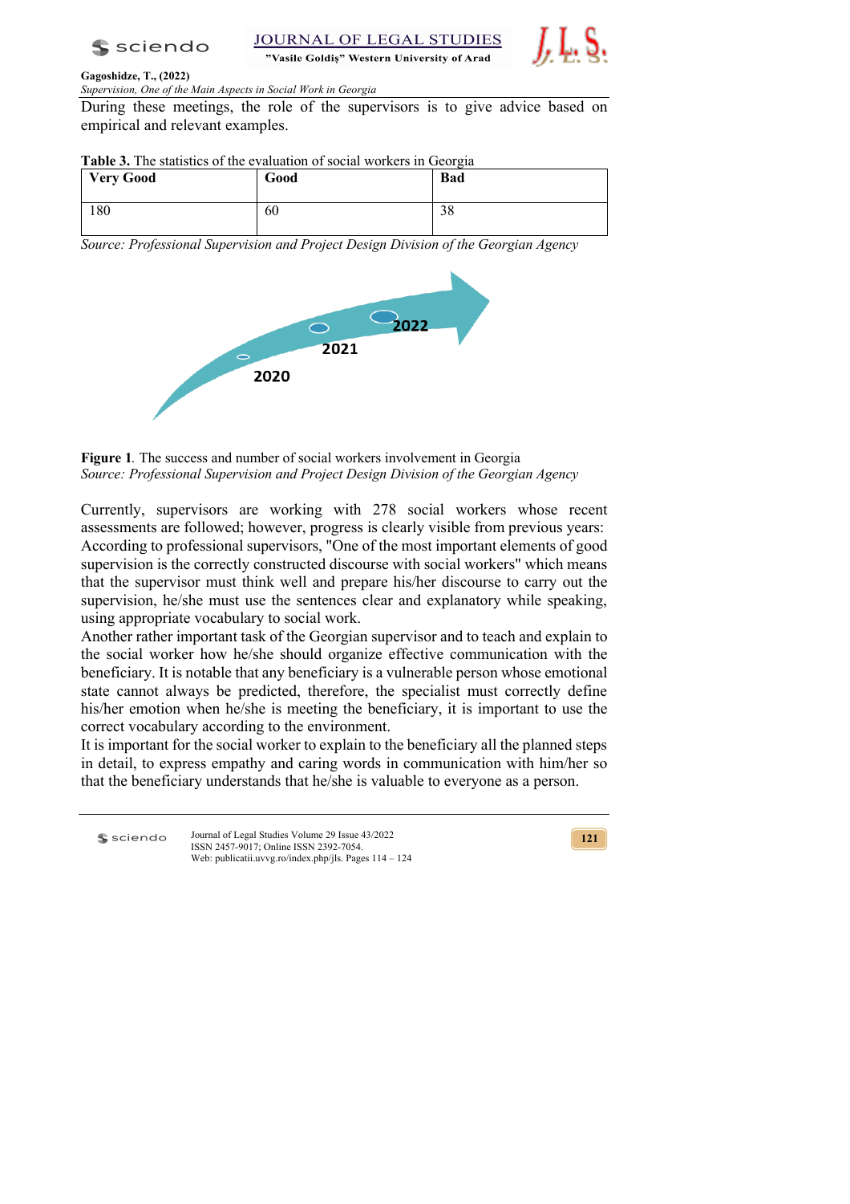During these meetings, the role of the supervisors is to give advice based on empirical and relevant examples.

**Table 3.** The statistics of the evaluation of social workers in Georgia

| Very Good | Good | Bad |
|---|---|---|
| 180 | 60 | 38 |

*Source: Professional Supervision and Project Design Division of the Georgian Agency*

2022

2021

2020

**Figure 1**. The success and number of social workers involvement in Georgia
*Source: Professional Supervision and Project Design Division of the Georgian Agency*

Currently, supervisors are working with 278 social workers whose recent assessments are followed; however, progress is clearly visible from previous years: According to professional supervisors, "One of the most important elements of good supervision is the correctly constructed discourse with social workers" which means that the supervisor must think well and prepare his/her discourse to carry out the supervision, he/she must use the sentences clear and explanatory while speaking, using appropriate vocabulary to social work.

Another rather important task of the Georgian supervisor and to teach and explain to the social worker how he/she should organize effective communication with the beneficiary. It is notable that any beneficiary is a vulnerable person whose emotional state cannot always be predicted, therefore, the specialist must correctly define his/her emotion when he/she is meeting the beneficiary, it is important to use the correct vocabulary according to the environment.

It is important for the social worker to explain to the beneficiary all the planned steps in detail, to express empathy and caring words in communication with him/her so that the beneficiary understands that he/she is valuable to everyone as a person.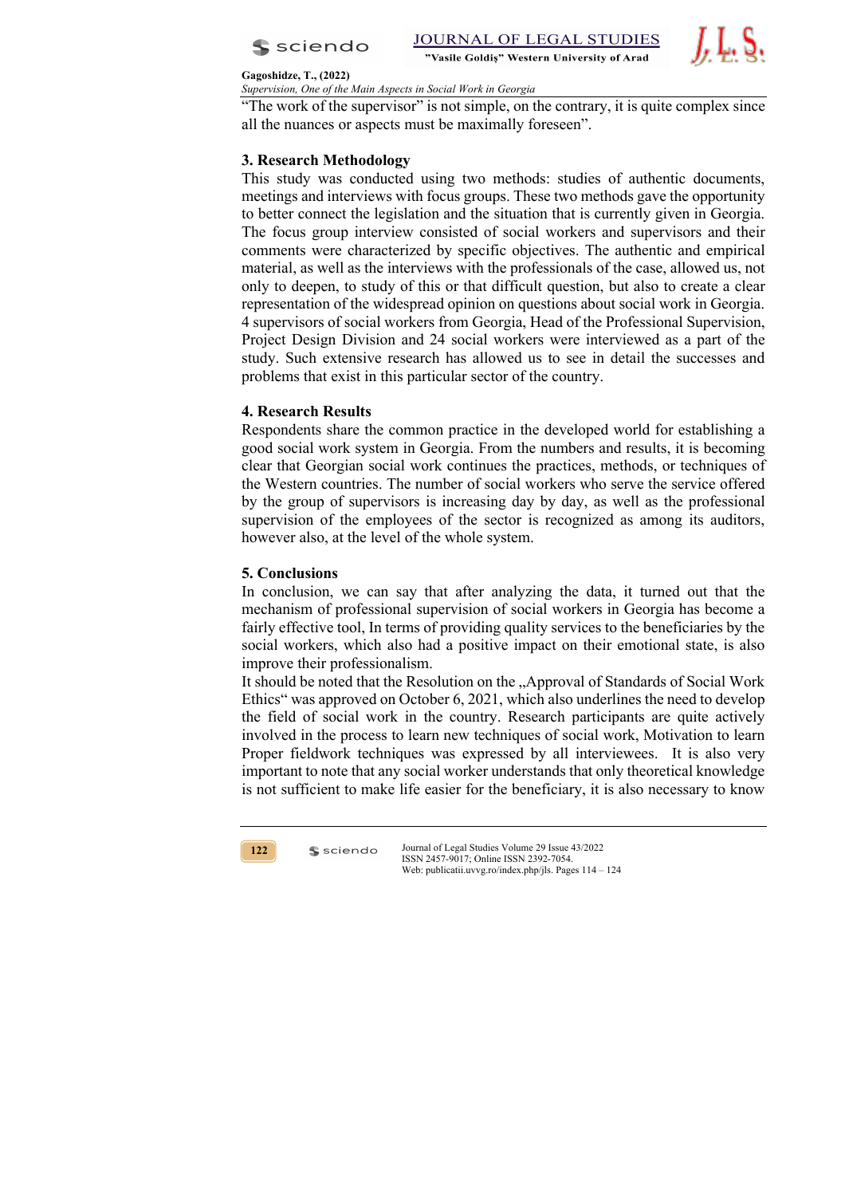"The work of the supervisor" is not simple, on the contrary, it is quite complex since all the nuances or aspects must be maximally foreseen".

## 3. Research Methodology

This study was conducted using two methods: studies of authentic documents, meetings and interviews with focus groups. These two methods gave the opportunity to better connect the legislation and the situation that is currently given in Georgia. The focus group interview consisted of social workers and supervisors and their comments were characterized by specific objectives. The authentic and empirical material, as well as the interviews with the professionals of the case, allowed us, not only to deepen, to study of this or that difficult question, but also to create a clear representation of the widespread opinion on questions about social work in Georgia. 4 supervisors of social workers from Georgia, Head of the Professional Supervision, Project Design Division and 24 social workers were interviewed as a part of the study. Such extensive research has allowed us to see in detail the successes and problems that exist in this particular sector of the country.

## 4. Research Results

Respondents share the common practice in the developed world for establishing a good social work system in Georgia. From the numbers and results, it is becoming clear that Georgian social work continues the practices, methods, or techniques of the Western countries. The number of social workers who serve the service offered by the group of supervisors is increasing day by day, as well as the professional supervision of the employees of the sector is recognized as among its auditors, however also, at the level of the whole system.

## 5. Conclusions

In conclusion, we can say that after analyzing the data, it turned out that the mechanism of professional supervision of social workers in Georgia has become a fairly effective tool, In terms of providing quality services to the beneficiaries by the social workers, which also had a positive impact on their emotional state, is also improve their professionalism.

It should be noted that the Resolution on the „Approval of Standards of Social Work Ethics" was approved on October 6, 2021, which also underlines the need to develop the field of social work in the country. Research participants are quite actively involved in the process to learn new techniques of social work, Motivation to learn Proper fieldwork techniques was expressed by all interviewees. It is also very important to note that any social worker understands that only theoretical knowledge is not sufficient to make life easier for the beneficiary, it is also necessary to know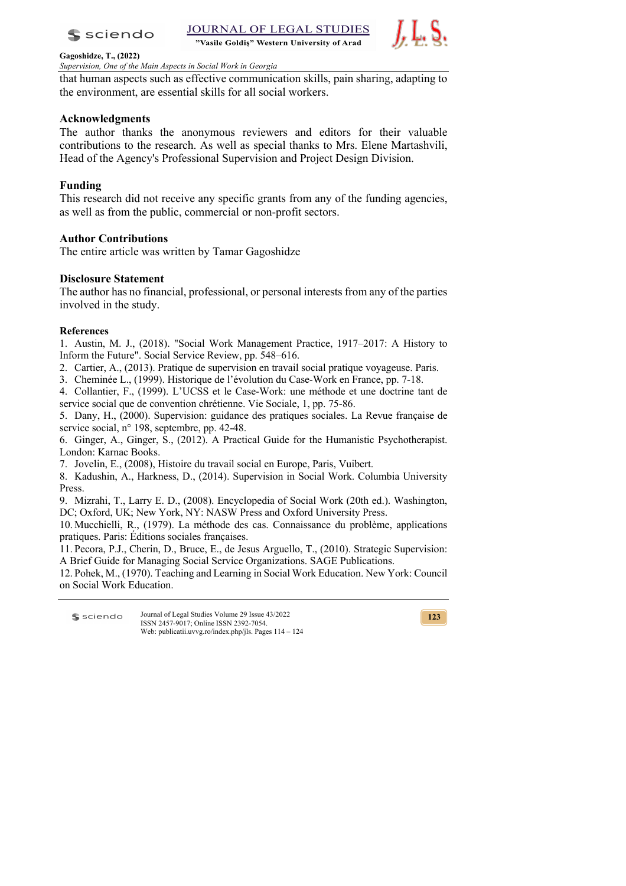that human aspects such as effective communication skills, pain sharing, adapting to the environment, are essential skills for all social workers.

## Acknowledgments

The author thanks the anonymous reviewers and editors for their valuable contributions to the research. As well as special thanks to Mrs. Elene Martashvili, Head of the Agency's Professional Supervision and Project Design Division.

## Funding

This research did not receive any specific grants from any of the funding agencies, as well as from the public, commercial or non-profit sectors.

## Author Contributions

The entire article was written by Tamar Gagoshidze

## Disclosure Statement

The author has no financial, professional, or personal interests from any of the parties involved in the study.

## References

1. Austin, M. J., (2018). "Social Work Management Practice, 1917–2017: A History to Inform the Future". Social Service Review, pp. 548–616.
2. Cartier, A., (2013). Pratique de supervision en travail social pratique voyageuse. Paris.
3. Cheminée L., (1999). Historique de l'évolution du Case-Work en France, pp. 7-18.
4. Collantier, F., (1999). L'UCSS et le Case-Work: une méthode et une doctrine tant de service social que de convention chrétienne. Vie Sociale, 1, pp. 75-86.
5. Dany, H., (2000). Supervision: guidance des pratiques sociales. La Revue française de service social, n° 198, septembre, pp. 42-48.
6. Ginger, A., Ginger, S., (2012). A Practical Guide for the Humanistic Psychotherapist. London: Karnac Books.
7. Jovelin, E., (2008), Histoire du travail social en Europe, Paris, Vuibert.
8. Kadushin, A., Harkness, D., (2014). Supervision in Social Work. Columbia University Press.
9. Mizrahi, T., Larry E. D., (2008). Encyclopedia of Social Work (20th ed.). Washington, DC; Oxford, UK; New York, NY: NASW Press and Oxford University Press.
10. Mucchielli, R., (1979). La méthode des cas. Connaissance du problème, applications pratiques. Paris: Éditions sociales françaises.
11. Pecora, P.J., Cherin, D., Bruce, E., de Jesus Arguello, T., (2010). Strategic Supervision: A Brief Guide for Managing Social Service Organizations. SAGE Publications.
12. Pohek, M., (1970). Teaching and Learning in Social Work Education. New York: Council on Social Work Education.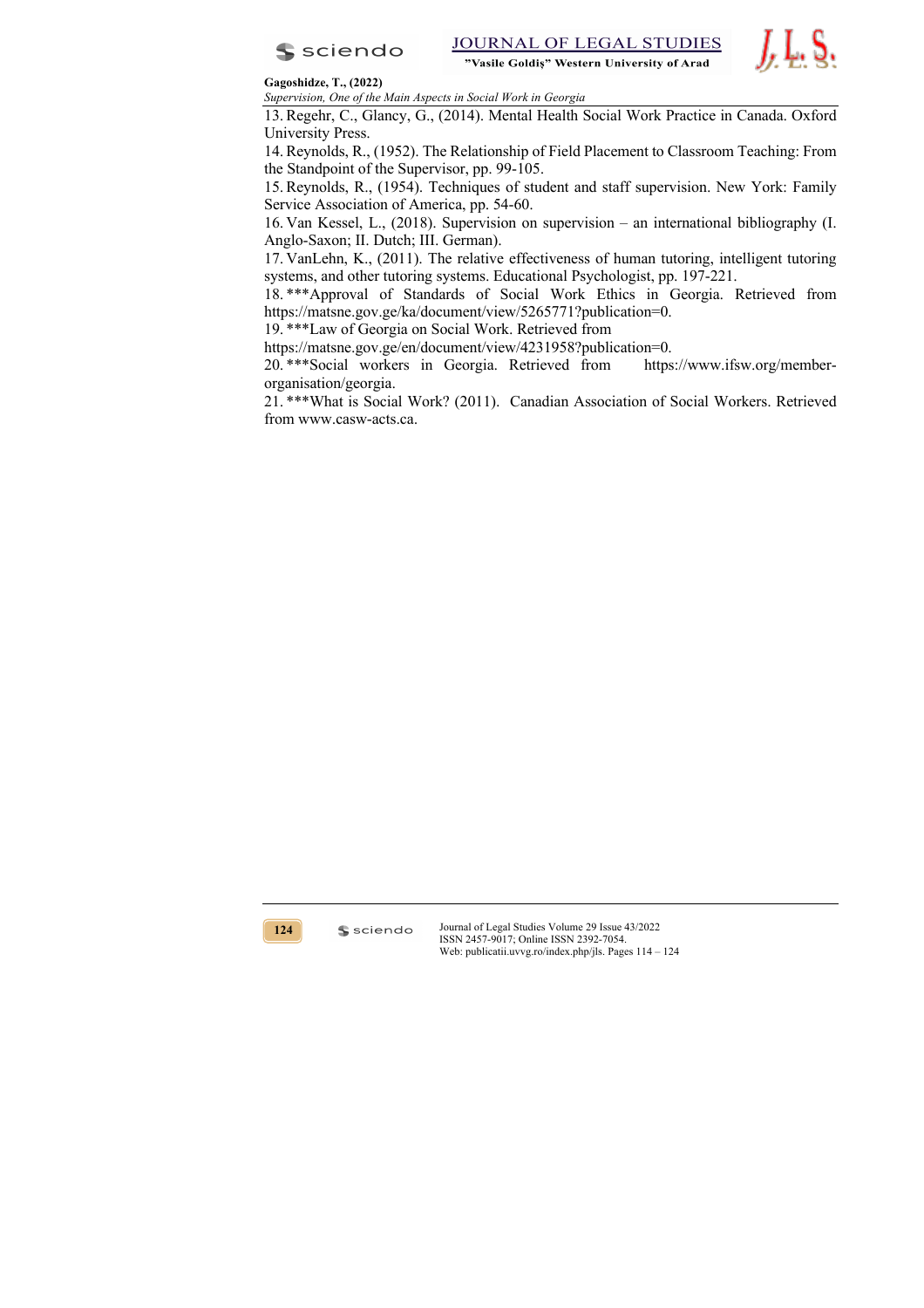13. Regehr, C., Glancy, G., (2014). Mental Health Social Work Practice in Canada. Oxford University Press.
14. Reynolds, R., (1952). The Relationship of Field Placement to Classroom Teaching: From the Standpoint of the Supervisor, pp. 99-105.
15. Reynolds, R., (1954). Techniques of student and staff supervision. New York: Family Service Association of America, pp. 54-60.
16. Van Kessel, L., (2018). Supervision on supervision – an international bibliography (I. Anglo-Saxon; II. Dutch; III. German).
17. VanLehn, K., (2011). The relative effectiveness of human tutoring, intelligent tutoring systems, and other tutoring systems. Educational Psychologist, pp. 197-221.
18. ***Approval of Standards of Social Work Ethics in Georgia. Retrieved from https://matsne.gov.ge/ka/document/view/5265771?publication=0.
19. ***Law of Georgia on Social Work. Retrieved from https://matsne.gov.ge/en/document/view/4231958?publication=0.
20. ***Social workers in Georgia. Retrieved from https://www.ifsw.org/member-organisation/georgia.
21. ***What is Social Work? (2011). Canadian Association of Social Workers. Retrieved from www.casw-acts.ca.